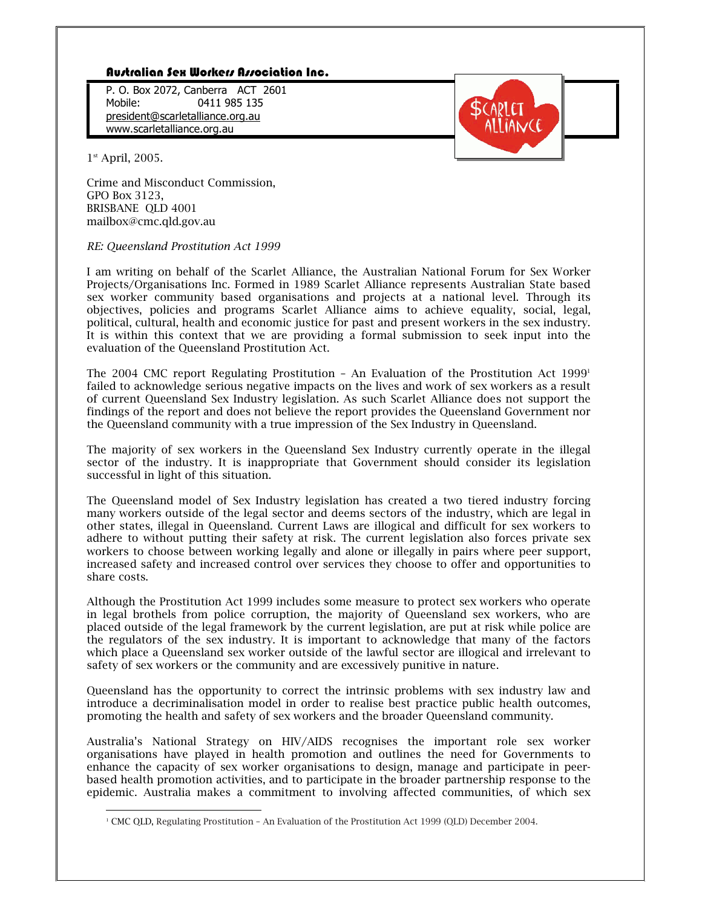**Australian Sex Workers Association Inc.**

P. O. Box 2072, Canberra ACT 2601
Mobile: 0411 985 135
president@scarletalliance.org.au
www.scarletalliance.org.au

1st April, 2005.

Crime and Misconduct Commission,
GPO Box 3123,
BRISBANE QLD 4001
mailbox@cmc.qld.gov.au

*RE: Queensland Prostitution Act 1999*

I am writing on behalf of the Scarlet Alliance, the Australian National Forum for Sex Worker Projects/Organisations Inc. Formed in 1989 Scarlet Alliance represents Australian State based sex worker community based organisations and projects at a national level. Through its objectives, policies and programs Scarlet Alliance aims to achieve equality, social, legal, political, cultural, health and economic justice for past and present workers in the sex industry. It is within this context that we are providing a formal submission to seek input into the evaluation of the Queensland Prostitution Act.

The 2004 CMC report Regulating Prostitution – An Evaluation of the Prostitution Act 1999[1] failed to acknowledge serious negative impacts on the lives and work of sex workers as a result of current Queensland Sex Industry legislation. As such Scarlet Alliance does not support the findings of the report and does not believe the report provides the Queensland Government nor the Queensland community with a true impression of the Sex Industry in Queensland.

The majority of sex workers in the Queensland Sex Industry currently operate in the illegal sector of the industry. It is inappropriate that Government should consider its legislation successful in light of this situation.

The Queensland model of Sex Industry legislation has created a two tiered industry forcing many workers outside of the legal sector and deems sectors of the industry, which are legal in other states, illegal in Queensland. Current Laws are illogical and difficult for sex workers to adhere to without putting their safety at risk. The current legislation also forces private sex workers to choose between working legally and alone or illegally in pairs where peer support, increased safety and increased control over services they choose to offer and opportunities to share costs.

Although the Prostitution Act 1999 includes some measure to protect sex workers who operate in legal brothels from police corruption, the majority of Queensland sex workers, who are placed outside of the legal framework by the current legislation, are put at risk while police are the regulators of the sex industry. It is important to acknowledge that many of the factors which place a Queensland sex worker outside of the lawful sector are illogical and irrelevant to safety of sex workers or the community and are excessively punitive in nature.

Queensland has the opportunity to correct the intrinsic problems with sex industry law and introduce a decriminalisation model in order to realise best practice public health outcomes, promoting the health and safety of sex workers and the broader Queensland community.

Australia's National Strategy on HIV/AIDS recognises the important role sex worker organisations have played in health promotion and outlines the need for Governments to enhance the capacity of sex worker organisations to design, manage and participate in peer-based health promotion activities, and to participate in the broader partnership response to the epidemic. Australia makes a commitment to involving affected communities, of which sex

[1] CMC QLD, Regulating Prostitution – An Evaluation of the Prostitution Act 1999 (QLD) December 2004.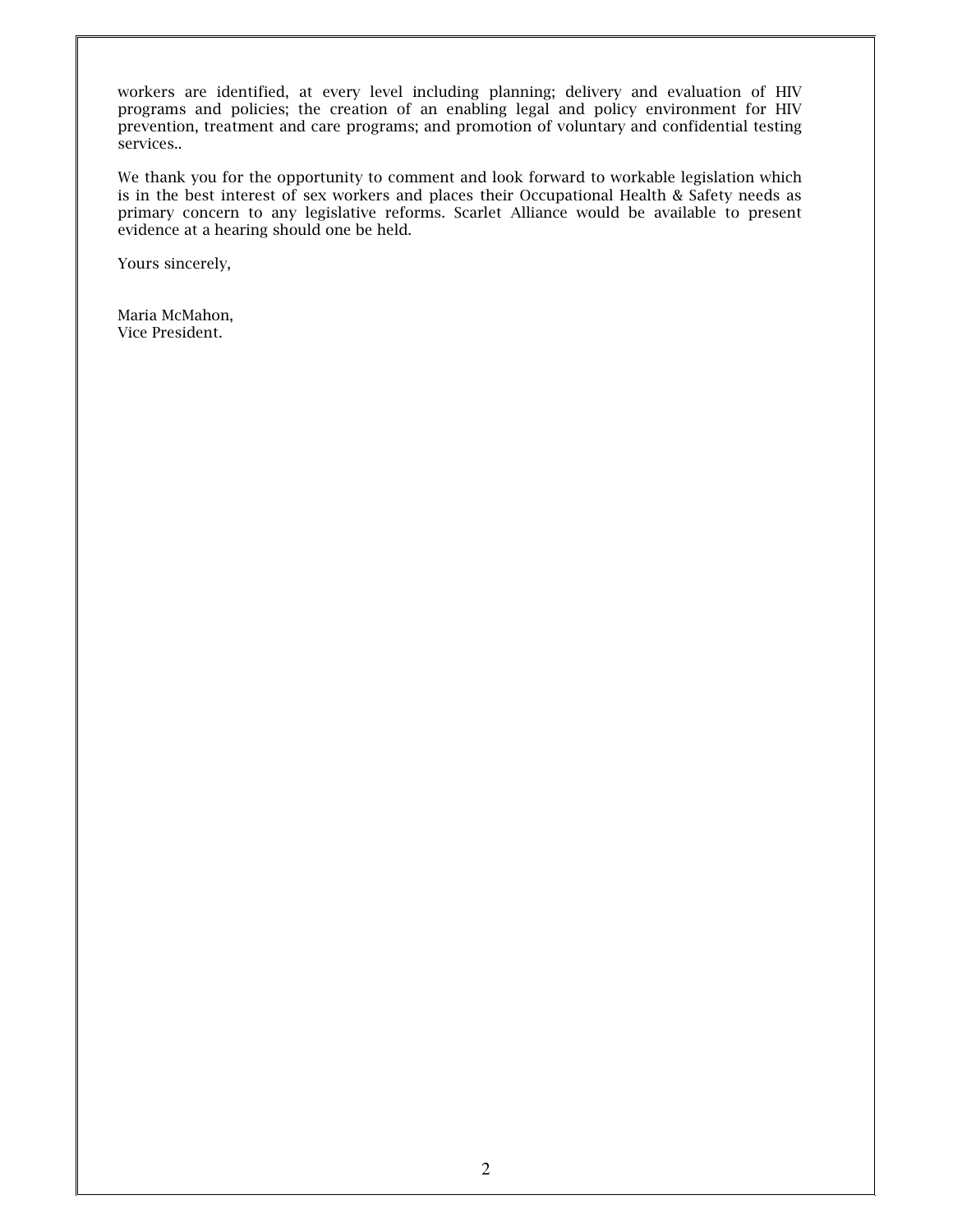workers are identified, at every level including planning; delivery and evaluation of HIV programs and policies; the creation of an enabling legal and policy environment for HIV prevention, treatment and care programs; and promotion of voluntary and confidential testing services..

We thank you for the opportunity to comment and look forward to workable legislation which is in the best interest of sex workers and places their Occupational Health & Safety needs as primary concern to any legislative reforms. Scarlet Alliance would be available to present evidence at a hearing should one be held.

Yours sincerely,

Maria McMahon,  
Vice President.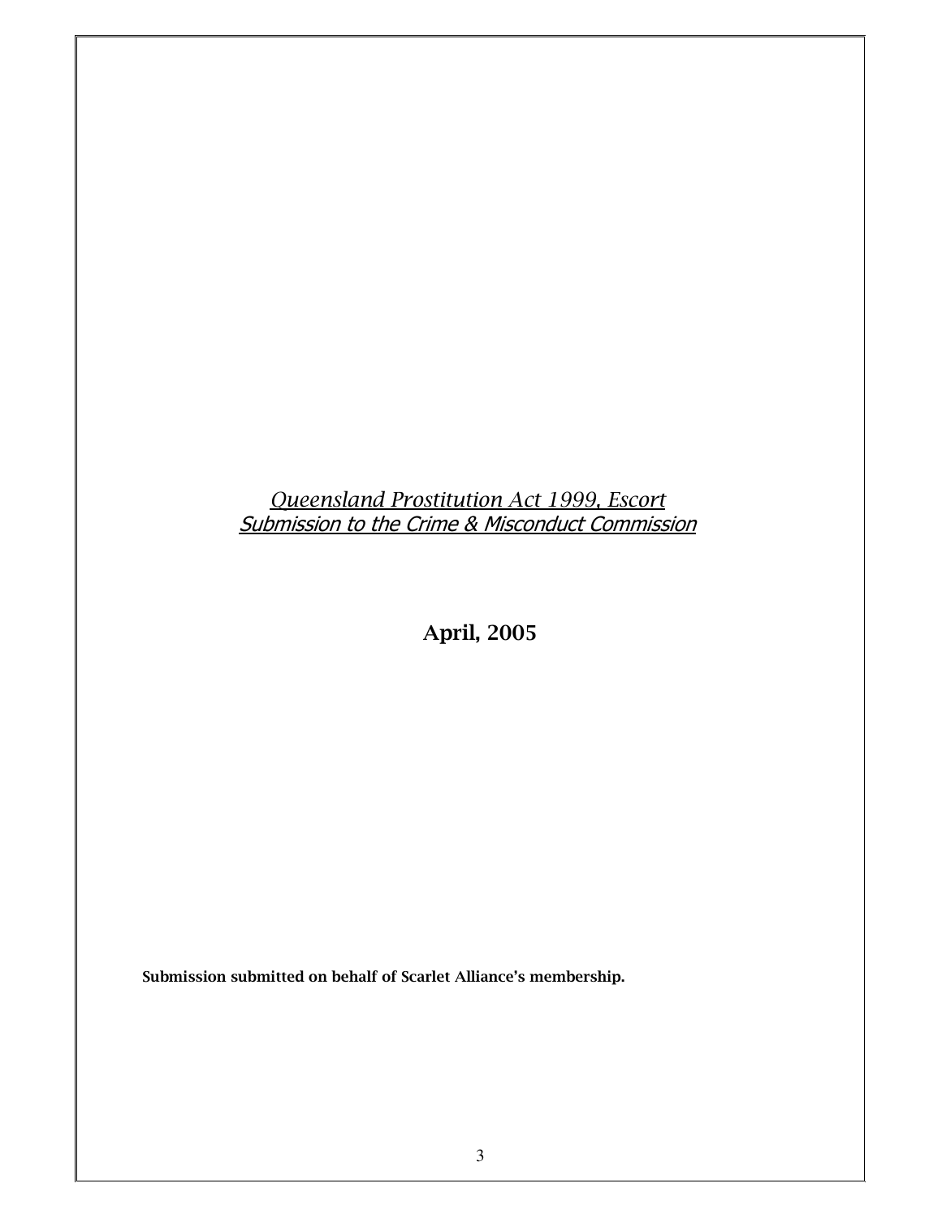*Queensland Prostitution Act 1999, Escort*
*Submission to the Crime & Misconduct Commission*

**April, 2005**

**Submission submitted on behalf of Scarlet Alliance's membership.**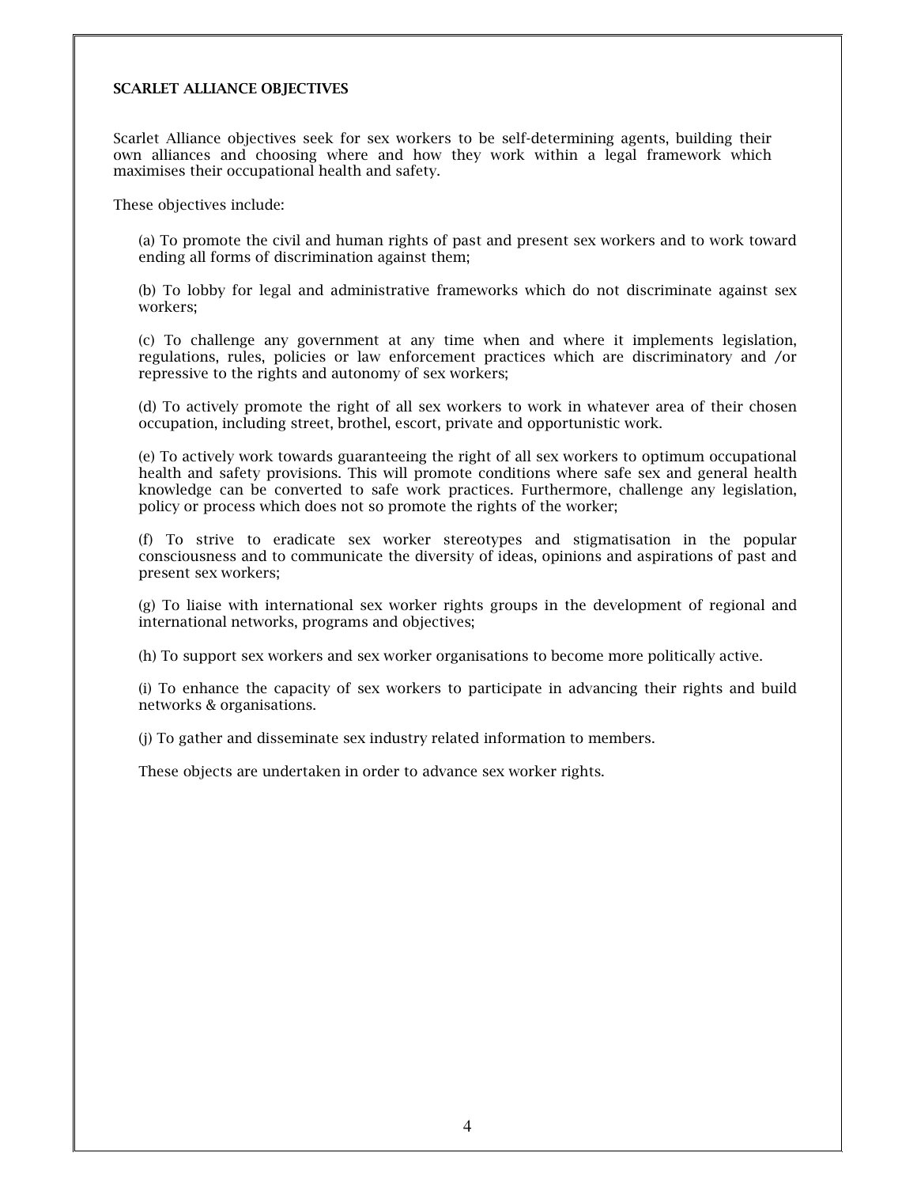## SCARLET ALLIANCE OBJECTIVES

Scarlet Alliance objectives seek for sex workers to be self-determining agents, building their own alliances and choosing where and how they work within a legal framework which maximises their occupational health and safety.

These objectives include:

(a) To promote the civil and human rights of past and present sex workers and to work toward ending all forms of discrimination against them;

(b) To lobby for legal and administrative frameworks which do not discriminate against sex workers;

(c) To challenge any government at any time when and where it implements legislation, regulations, rules, policies or law enforcement practices which are discriminatory and /or repressive to the rights and autonomy of sex workers;

(d) To actively promote the right of all sex workers to work in whatever area of their chosen occupation, including street, brothel, escort, private and opportunistic work.

(e) To actively work towards guaranteeing the right of all sex workers to optimum occupational health and safety provisions. This will promote conditions where safe sex and general health knowledge can be converted to safe work practices. Furthermore, challenge any legislation, policy or process which does not so promote the rights of the worker;

(f) To strive to eradicate sex worker stereotypes and stigmatisation in the popular consciousness and to communicate the diversity of ideas, opinions and aspirations of past and present sex workers;

(g) To liaise with international sex worker rights groups in the development of regional and international networks, programs and objectives;

(h) To support sex workers and sex worker organisations to become more politically active.

(i) To enhance the capacity of sex workers to participate in advancing their rights and build networks & organisations.

(j) To gather and disseminate sex industry related information to members.

These objects are undertaken in order to advance sex worker rights.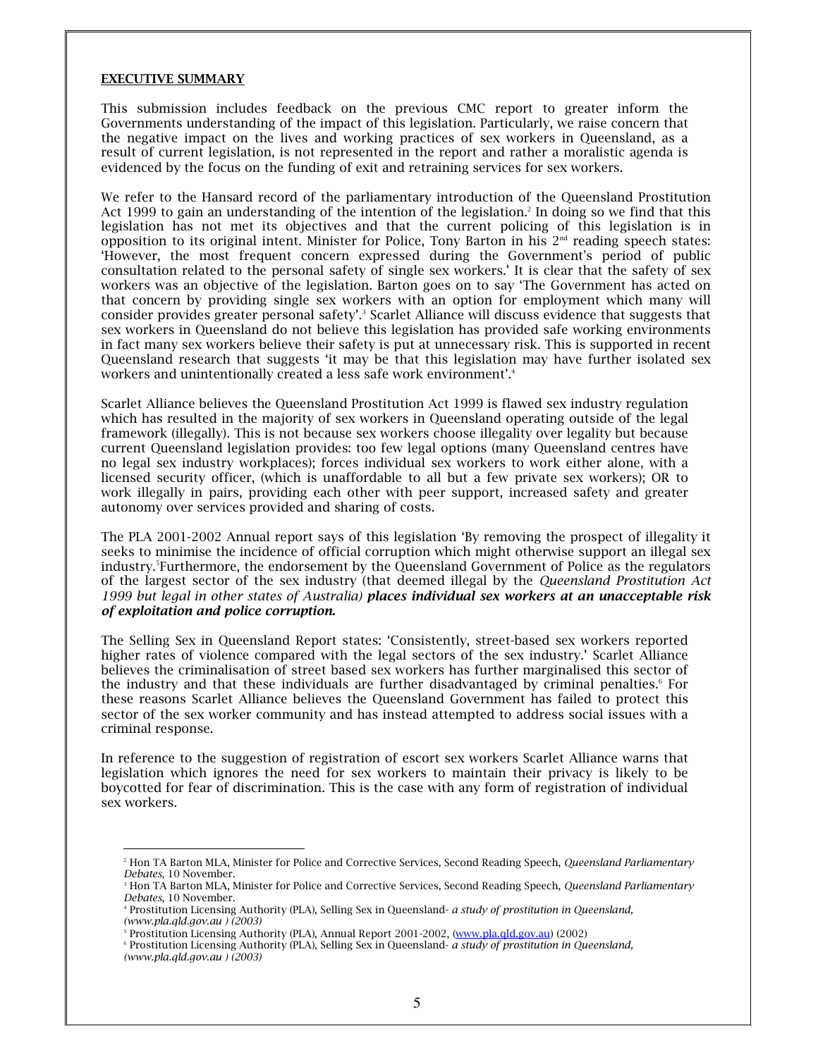## EXECUTIVE SUMMARY

This submission includes feedback on the previous CMC report to greater inform the Governments understanding of the impact of this legislation. Particularly, we raise concern that the negative impact on the lives and working practices of sex workers in Queensland, as a result of current legislation, is not represented in the report and rather a moralistic agenda is evidenced by the focus on the funding of exit and retraining services for sex workers.

We refer to the Hansard record of the parliamentary introduction of the Queensland Prostitution Act 1999 to gain an understanding of the intention of the legislation.[2] In doing so we find that this legislation has not met its objectives and that the current policing of this legislation is in opposition to its original intent. Minister for Police, Tony Barton in his 2nd reading speech states: 'However, the most frequent concern expressed during the Government's period of public consultation related to the personal safety of single sex workers.' It is clear that the safety of sex workers was an objective of the legislation. Barton goes on to say 'The Government has acted on that concern by providing single sex workers with an option for employment which many will consider provides greater personal safety'.[3] Scarlet Alliance will discuss evidence that suggests that sex workers in Queensland do not believe this legislation has provided safe working environments in fact many sex workers believe their safety is put at unnecessary risk. This is supported in recent Queensland research that suggests 'it may be that this legislation may have further isolated sex workers and unintentionally created a less safe work environment'.[4]

Scarlet Alliance believes the Queensland Prostitution Act 1999 is flawed sex industry regulation which has resulted in the majority of sex workers in Queensland operating outside of the legal framework (illegally). This is not because sex workers choose illegality over legality but because current Queensland legislation provides: too few legal options (many Queensland centres have no legal sex industry workplaces); forces individual sex workers to work either alone, with a licensed security officer, (which is unaffordable to all but a few private sex workers); OR to work illegally in pairs, providing each other with peer support, increased safety and greater autonomy over services provided and sharing of costs.

The PLA 2001-2002 Annual report says of this legislation 'By removing the prospect of illegality it seeks to minimise the incidence of official corruption which might otherwise support an illegal sex industry.[5]Furthermore, the endorsement by the Queensland Government of Police as the regulators of the largest sector of the sex industry (that deemed illegal by the *Queensland Prostitution Act 1999 but legal in other states of Australia)* ***places individual sex workers at an unacceptable risk of exploitation and police corruption.***

The Selling Sex in Queensland Report states: 'Consistently, street-based sex workers reported higher rates of violence compared with the legal sectors of the sex industry.' Scarlet Alliance believes the criminalisation of street based sex workers has further marginalised this sector of the industry and that these individuals are further disadvantaged by criminal penalties.[6] For these reasons Scarlet Alliance believes the Queensland Government has failed to protect this sector of the sex worker community and has instead attempted to address social issues with a criminal response.

In reference to the suggestion of registration of escort sex workers Scarlet Alliance warns that legislation which ignores the need for sex workers to maintain their privacy is likely to be boycotted for fear of discrimination. This is the case with any form of registration of individual sex workers.

---

[2] Hon TA Barton MLA, Minister for Police and Corrective Services, Second Reading Speech, *Queensland Parliamentary Debates*, 10 November.

[3] Hon TA Barton MLA, Minister for Police and Corrective Services, Second Reading Speech, *Queensland Parliamentary Debates*, 10 November.

[4] Prostitution Licensing Authority (PLA), Selling Sex in Queensland- *a study of prostitution in Queensland, (www.pla.qld.gov.au ) (2003)*

[5] Prostitution Licensing Authority (PLA), Annual Report 2001-2002, (www.pla.qld.gov.au) (2002)

[6] Prostitution Licensing Authority (PLA), Selling Sex in Queensland- *a study of prostitution in Queensland, (www.pla.qld.gov.au ) (2003)*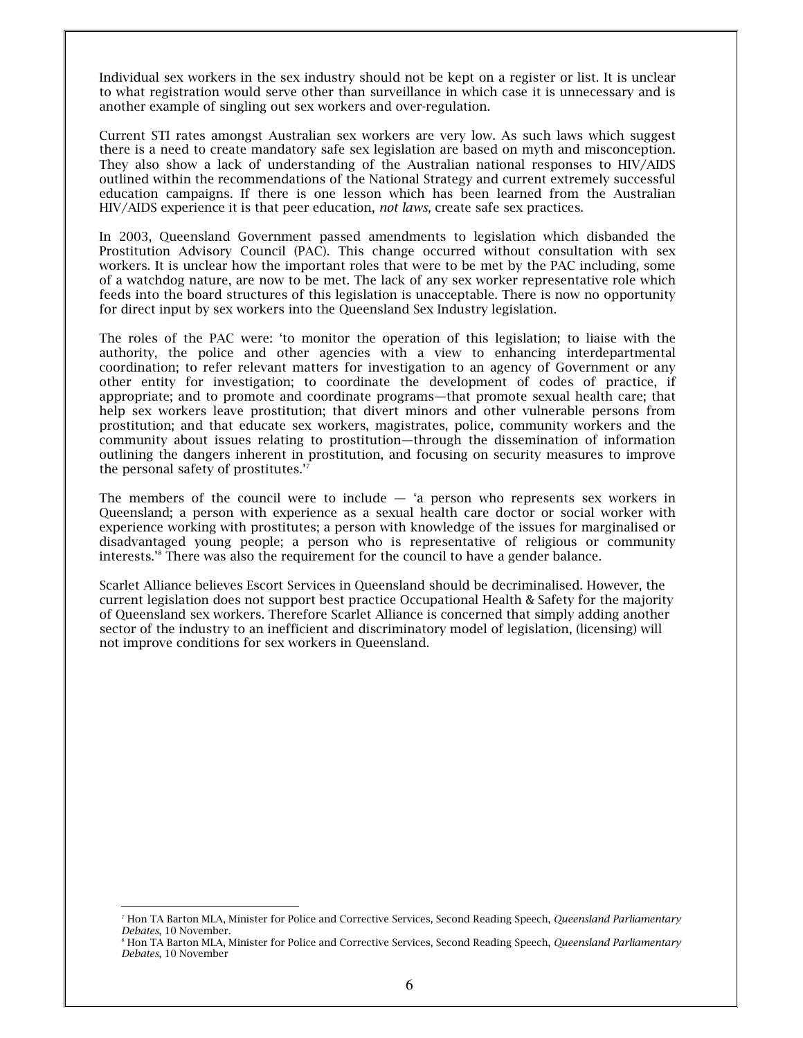Individual sex workers in the sex industry should not be kept on a register or list. It is unclear to what registration would serve other than surveillance in which case it is unnecessary and is another example of singling out sex workers and over-regulation.

Current STI rates amongst Australian sex workers are very low. As such laws which suggest there is a need to create mandatory safe sex legislation are based on myth and misconception. They also show a lack of understanding of the Australian national responses to HIV/AIDS outlined within the recommendations of the National Strategy and current extremely successful education campaigns. If there is one lesson which has been learned from the Australian HIV/AIDS experience it is that peer education, *not laws,* create safe sex practices.

In 2003, Queensland Government passed amendments to legislation which disbanded the Prostitution Advisory Council (PAC). This change occurred without consultation with sex workers. It is unclear how the important roles that were to be met by the PAC including, some of a watchdog nature, are now to be met. The lack of any sex worker representative role which feeds into the board structures of this legislation is unacceptable. There is now no opportunity for direct input by sex workers into the Queensland Sex Industry legislation.

The roles of the PAC were: 'to monitor the operation of this legislation; to liaise with the authority, the police and other agencies with a view to enhancing interdepartmental coordination; to refer relevant matters for investigation to an agency of Government or any other entity for investigation; to coordinate the development of codes of practice, if appropriate; and to promote and coordinate programs—that promote sexual health care; that help sex workers leave prostitution; that divert minors and other vulnerable persons from prostitution; and that educate sex workers, magistrates, police, community workers and the community about issues relating to prostitution—through the dissemination of information outlining the dangers inherent in prostitution, and focusing on security measures to improve the personal safety of prostitutes.'[7]

The members of the council were to include — 'a person who represents sex workers in Queensland; a person with experience as a sexual health care doctor or social worker with experience working with prostitutes; a person with knowledge of the issues for marginalised or disadvantaged young people; a person who is representative of religious or community interests.'[8] There was also the requirement for the council to have a gender balance.

Scarlet Alliance believes Escort Services in Queensland should be decriminalised. However, the current legislation does not support best practice Occupational Health & Safety for the majority of Queensland sex workers. Therefore Scarlet Alliance is concerned that simply adding another sector of the industry to an inefficient and discriminatory model of legislation, (licensing) will not improve conditions for sex workers in Queensland.

---

[7] Hon TA Barton MLA, Minister for Police and Corrective Services, Second Reading Speech, *Queensland Parliamentary Debates*, 10 November.

[8] Hon TA Barton MLA, Minister for Police and Corrective Services, Second Reading Speech, *Queensland Parliamentary Debates*, 10 November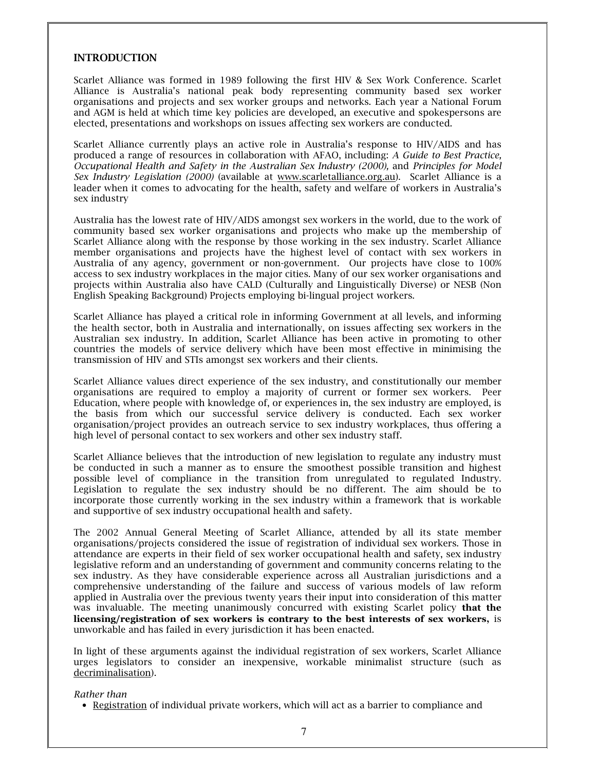## INTRODUCTION

Scarlet Alliance was formed in 1989 following the first HIV & Sex Work Conference. Scarlet Alliance is Australia's national peak body representing community based sex worker organisations and projects and sex worker groups and networks. Each year a National Forum and AGM is held at which time key policies are developed, an executive and spokespersons are elected, presentations and workshops on issues affecting sex workers are conducted.

Scarlet Alliance currently plays an active role in Australia's response to HIV/AIDS and has produced a range of resources in collaboration with AFAO, including: *A Guide to Best Practice, Occupational Health and Safety in the Australian Sex Industry (2000),* and *Principles for Model Sex Industry Legislation (2000)* (available at www.scarletalliance.org.au). Scarlet Alliance is a leader when it comes to advocating for the health, safety and welfare of workers in Australia's sex industry

Australia has the lowest rate of HIV/AIDS amongst sex workers in the world, due to the work of community based sex worker organisations and projects who make up the membership of Scarlet Alliance along with the response by those working in the sex industry. Scarlet Alliance member organisations and projects have the highest level of contact with sex workers in Australia of any agency, government or non-government. Our projects have close to 100% access to sex industry workplaces in the major cities. Many of our sex worker organisations and projects within Australia also have CALD (Culturally and Linguistically Diverse) or NESB (Non English Speaking Background) Projects employing bi-lingual project workers.

Scarlet Alliance has played a critical role in informing Government at all levels, and informing the health sector, both in Australia and internationally, on issues affecting sex workers in the Australian sex industry. In addition, Scarlet Alliance has been active in promoting to other countries the models of service delivery which have been most effective in minimising the transmission of HIV and STIs amongst sex workers and their clients.

Scarlet Alliance values direct experience of the sex industry, and constitutionally our member organisations are required to employ a majority of current or former sex workers. Peer Education, where people with knowledge of, or experiences in, the sex industry are employed, is the basis from which our successful service delivery is conducted. Each sex worker organisation/project provides an outreach service to sex industry workplaces, thus offering a high level of personal contact to sex workers and other sex industry staff.

Scarlet Alliance believes that the introduction of new legislation to regulate any industry must be conducted in such a manner as to ensure the smoothest possible transition and highest possible level of compliance in the transition from unregulated to regulated Industry. Legislation to regulate the sex industry should be no different. The aim should be to incorporate those currently working in the sex industry within a framework that is workable and supportive of sex industry occupational health and safety.

The 2002 Annual General Meeting of Scarlet Alliance, attended by all its state member organisations/projects considered the issue of registration of individual sex workers. Those in attendance are experts in their field of sex worker occupational health and safety, sex industry legislative reform and an understanding of government and community concerns relating to the sex industry. As they have considerable experience across all Australian jurisdictions and a comprehensive understanding of the failure and success of various models of law reform applied in Australia over the previous twenty years their input into consideration of this matter was invaluable. The meeting unanimously concurred with existing Scarlet policy **that the licensing/registration of sex workers is contrary to the best interests of sex workers,** is unworkable and has failed in every jurisdiction it has been enacted.

In light of these arguments against the individual registration of sex workers, Scarlet Alliance urges legislators to consider an inexpensive, workable minimalist structure (such as decriminalisation).

*Rather than*

- Registration of individual private workers, which will act as a barrier to compliance and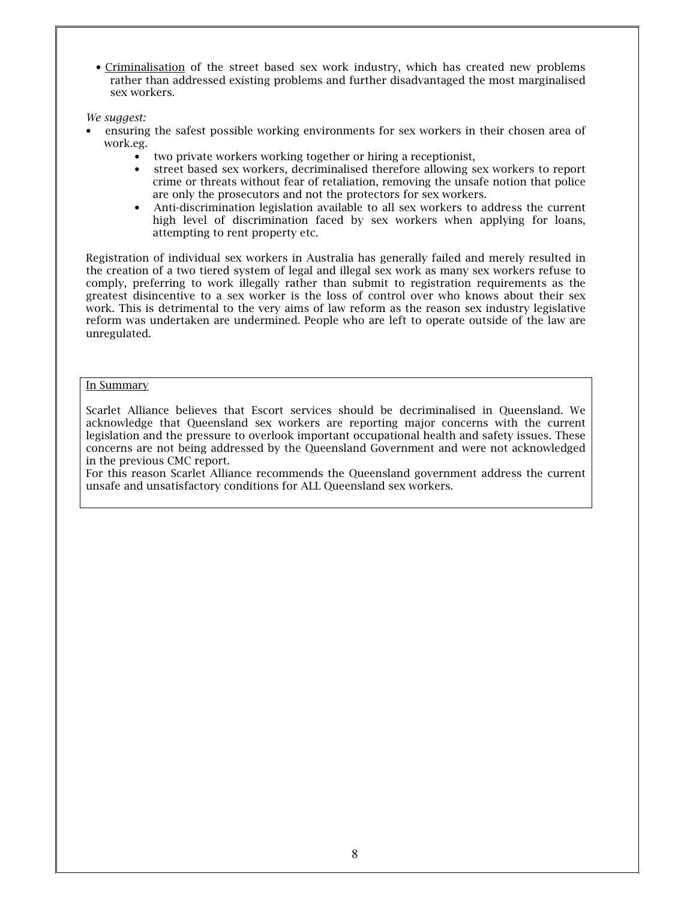- <u>Criminalisation</u> of the street based sex work industry, which has created new problems rather than addressed existing problems and further disadvantaged the most marginalised sex workers.

*We suggest:*

- ensuring the safest possible working environments for sex workers in their chosen area of work.eg.
    - two private workers working together or hiring a receptionist,
    - street based sex workers, decriminalised therefore allowing sex workers to report crime or threats without fear of retaliation, removing the unsafe notion that police are only the prosecutors and not the protectors for sex workers.
    - Anti-discrimination legislation available to all sex workers to address the current high level of discrimination faced by sex workers when applying for loans, attempting to rent property etc.

Registration of individual sex workers in Australia has generally failed and merely resulted in the creation of a two tiered system of legal and illegal sex work as many sex workers refuse to comply, preferring to work illegally rather than submit to registration requirements as the greatest disincentive to a sex worker is the loss of control over who knows about their sex work. This is detrimental to the very aims of law reform as the reason sex industry legislative reform was undertaken are undermined. People who are left to operate outside of the law are unregulated.

<u>In Summary</u>

Scarlet Alliance believes that Escort services should be decriminalised in Queensland. We acknowledge that Queensland sex workers are reporting major concerns with the current legislation and the pressure to overlook important occupational health and safety issues. These concerns are not being addressed by the Queensland Government and were not acknowledged in the previous CMC report.

For this reason Scarlet Alliance recommends the Queensland government address the current unsafe and unsatisfactory conditions for ALL Queensland sex workers.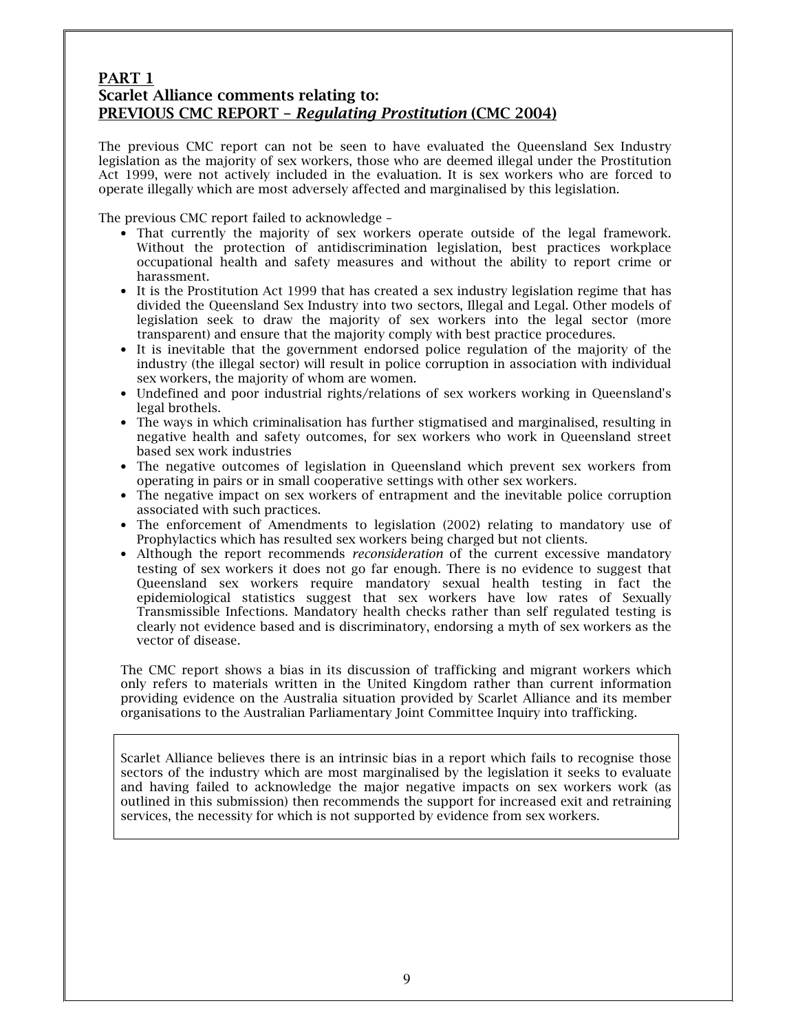## PART 1

## Scarlet Alliance comments relating to:

## PREVIOUS CMC REPORT – *Regulating Prostitution* (CMC 2004)

The previous CMC report can not be seen to have evaluated the Queensland Sex Industry legislation as the majority of sex workers, those who are deemed illegal under the Prostitution Act 1999, were not actively included in the evaluation. It is sex workers who are forced to operate illegally which are most adversely affected and marginalised by this legislation.

The previous CMC report failed to acknowledge –

- That currently the majority of sex workers operate outside of the legal framework. Without the protection of antidiscrimination legislation, best practices workplace occupational health and safety measures and without the ability to report crime or harassment.
- It is the Prostitution Act 1999 that has created a sex industry legislation regime that has divided the Queensland Sex Industry into two sectors, Illegal and Legal. Other models of legislation seek to draw the majority of sex workers into the legal sector (more transparent) and ensure that the majority comply with best practice procedures.
- It is inevitable that the government endorsed police regulation of the majority of the industry (the illegal sector) will result in police corruption in association with individual sex workers, the majority of whom are women.
- Undefined and poor industrial rights/relations of sex workers working in Queensland's legal brothels.
- The ways in which criminalisation has further stigmatised and marginalised, resulting in negative health and safety outcomes, for sex workers who work in Queensland street based sex work industries
- The negative outcomes of legislation in Queensland which prevent sex workers from operating in pairs or in small cooperative settings with other sex workers.
- The negative impact on sex workers of entrapment and the inevitable police corruption associated with such practices.
- The enforcement of Amendments to legislation (2002) relating to mandatory use of Prophylactics which has resulted sex workers being charged but not clients.
- Although the report recommends *reconsideration* of the current excessive mandatory testing of sex workers it does not go far enough. There is no evidence to suggest that Queensland sex workers require mandatory sexual health testing in fact the epidemiological statistics suggest that sex workers have low rates of Sexually Transmissible Infections. Mandatory health checks rather than self regulated testing is clearly not evidence based and is discriminatory, endorsing a myth of sex workers as the vector of disease.

The CMC report shows a bias in its discussion of trafficking and migrant workers which only refers to materials written in the United Kingdom rather than current information providing evidence on the Australia situation provided by Scarlet Alliance and its member organisations to the Australian Parliamentary Joint Committee Inquiry into trafficking.

Scarlet Alliance believes there is an intrinsic bias in a report which fails to recognise those sectors of the industry which are most marginalised by the legislation it seeks to evaluate and having failed to acknowledge the major negative impacts on sex workers work (as outlined in this submission) then recommends the support for increased exit and retraining services, the necessity for which is not supported by evidence from sex workers.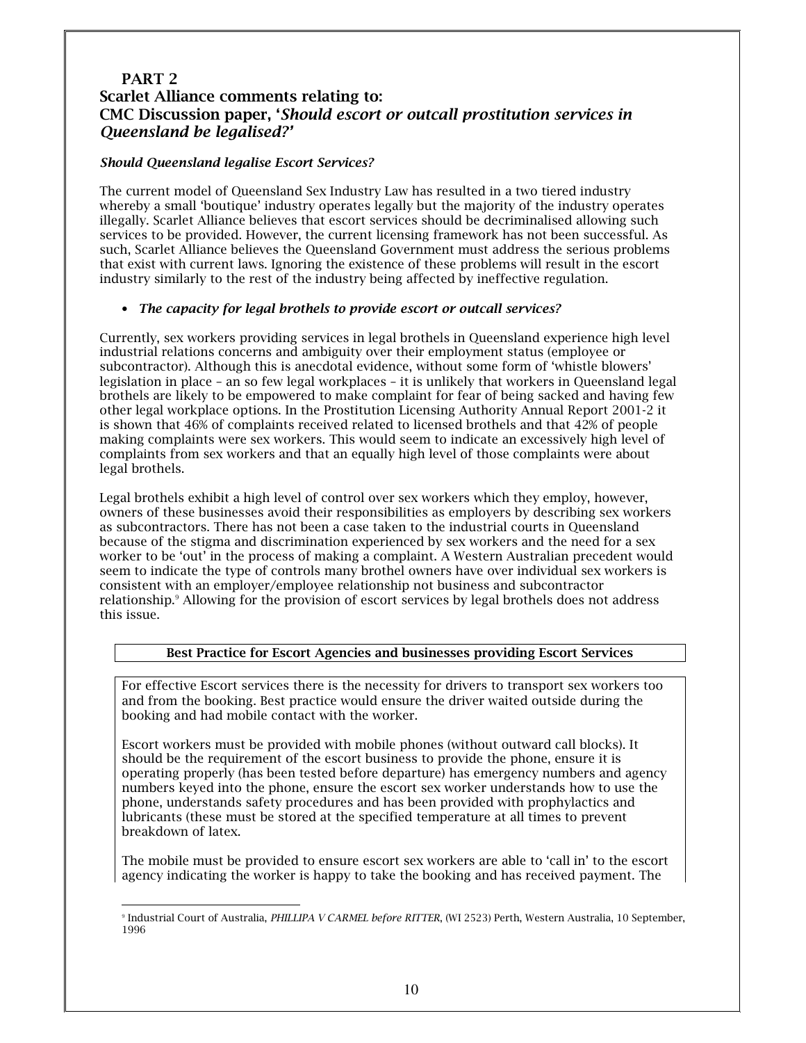## PART 2
## Scarlet Alliance comments relating to: CMC Discussion paper, '*Should escort or outcall prostitution services in Queensland be legalised?*'

### *Should Queensland legalise Escort Services?*

The current model of Queensland Sex Industry Law has resulted in a two tiered industry whereby a small 'boutique' industry operates legally but the majority of the industry operates illegally. Scarlet Alliance believes that escort services should be decriminalised allowing such services to be provided. However, the current licensing framework has not been successful. As such, Scarlet Alliance believes the Queensland Government must address the serious problems that exist with current laws. Ignoring the existence of these problems will result in the escort industry similarly to the rest of the industry being affected by ineffective regulation.

- ***The capacity for legal brothels to provide escort or outcall services?***

Currently, sex workers providing services in legal brothels in Queensland experience high level industrial relations concerns and ambiguity over their employment status (employee or subcontractor). Although this is anecdotal evidence, without some form of 'whistle blowers' legislation in place – an so few legal workplaces – it is unlikely that workers in Queensland legal brothels are likely to be empowered to make complaint for fear of being sacked and having few other legal workplace options. In the Prostitution Licensing Authority Annual Report 2001-2 it is shown that 46% of complaints received related to licensed brothels and that 42% of people making complaints were sex workers. This would seem to indicate an excessively high level of complaints from sex workers and that an equally high level of those complaints were about legal brothels.

Legal brothels exhibit a high level of control over sex workers which they employ, however, owners of these businesses avoid their responsibilities as employers by describing sex workers as subcontractors. There has not been a case taken to the industrial courts in Queensland because of the stigma and discrimination experienced by sex workers and the need for a sex worker to be 'out' in the process of making a complaint. A Western Australian precedent would seem to indicate the type of controls many brothel owners have over individual sex workers is consistent with an employer/employee relationship not business and subcontractor relationship.[9] Allowing for the provision of escort services by legal brothels does not address this issue.

**Best Practice for Escort Agencies and businesses providing Escort Services**

For effective Escort services there is the necessity for drivers to transport sex workers too and from the booking. Best practice would ensure the driver waited outside during the booking and had mobile contact with the worker.

Escort workers must be provided with mobile phones (without outward call blocks). It should be the requirement of the escort business to provide the phone, ensure it is operating properly (has been tested before departure) has emergency numbers and agency numbers keyed into the phone, ensure the escort sex worker understands how to use the phone, understands safety procedures and has been provided with prophylactics and lubricants (these must be stored at the specified temperature at all times to prevent breakdown of latex.

The mobile must be provided to ensure escort sex workers are able to 'call in' to the escort agency indicating the worker is happy to take the booking and has received payment. The

[9] Industrial Court of Australia, *PHILLIPA V CARMEL before RITTER*, (WI 2523) Perth, Western Australia, 10 September, 1996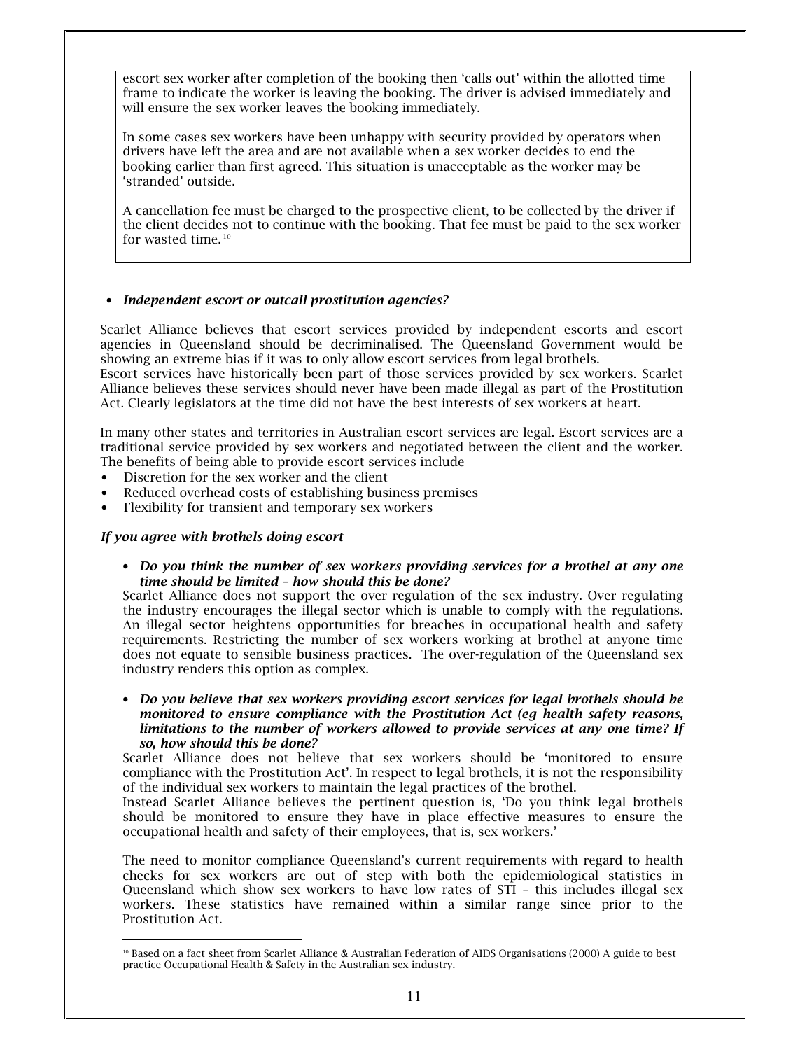escort sex worker after completion of the booking then 'calls out' within the allotted time frame to indicate the worker is leaving the booking. The driver is advised immediately and will ensure the sex worker leaves the booking immediately.

In some cases sex workers have been unhappy with security provided by operators when drivers have left the area and are not available when a sex worker decides to end the booking earlier than first agreed. This situation is unacceptable as the worker may be 'stranded' outside.

A cancellation fee must be charged to the prospective client, to be collected by the driver if the client decides not to continue with the booking. That fee must be paid to the sex worker for wasted time.[10]

- ***Independent escort or outcall prostitution agencies?***

Scarlet Alliance believes that escort services provided by independent escorts and escort agencies in Queensland should be decriminalised. The Queensland Government would be showing an extreme bias if it was to only allow escort services from legal brothels.
Escort services have historically been part of those services provided by sex workers. Scarlet Alliance believes these services should never have been made illegal as part of the Prostitution Act. Clearly legislators at the time did not have the best interests of sex workers at heart.

In many other states and territories in Australian escort services are legal. Escort services are a traditional service provided by sex workers and negotiated between the client and the worker. The benefits of being able to provide escort services include

- Discretion for the sex worker and the client
- Reduced overhead costs of establishing business premises
- Flexibility for transient and temporary sex workers

***If you agree with brothels doing escort***

- ***Do you think the number of sex workers providing services for a brothel at any one time should be limited – how should this be done?***

Scarlet Alliance does not support the over regulation of the sex industry. Over regulating the industry encourages the illegal sector which is unable to comply with the regulations. An illegal sector heightens opportunities for breaches in occupational health and safety requirements. Restricting the number of sex workers working at brothel at anyone time does not equate to sensible business practices. The over-regulation of the Queensland sex industry renders this option as complex.

- ***Do you believe that sex workers providing escort services for legal brothels should be monitored to ensure compliance with the Prostitution Act (eg health safety reasons, limitations to the number of workers allowed to provide services at any one time? If so, how should this be done?***

Scarlet Alliance does not believe that sex workers should be 'monitored to ensure compliance with the Prostitution Act'. In respect to legal brothels, it is not the responsibility of the individual sex workers to maintain the legal practices of the brothel.
Instead Scarlet Alliance believes the pertinent question is, 'Do you think legal brothels should be monitored to ensure they have in place effective measures to ensure the occupational health and safety of their employees, that is, sex workers.'

The need to monitor compliance Queensland's current requirements with regard to health checks for sex workers are out of step with both the epidemiological statistics in Queensland which show sex workers to have low rates of STI – this includes illegal sex workers. These statistics have remained within a similar range since prior to the Prostitution Act.

---

[10] Based on a fact sheet from Scarlet Alliance & Australian Federation of AIDS Organisations (2000) A guide to best practice Occupational Health & Safety in the Australian sex industry.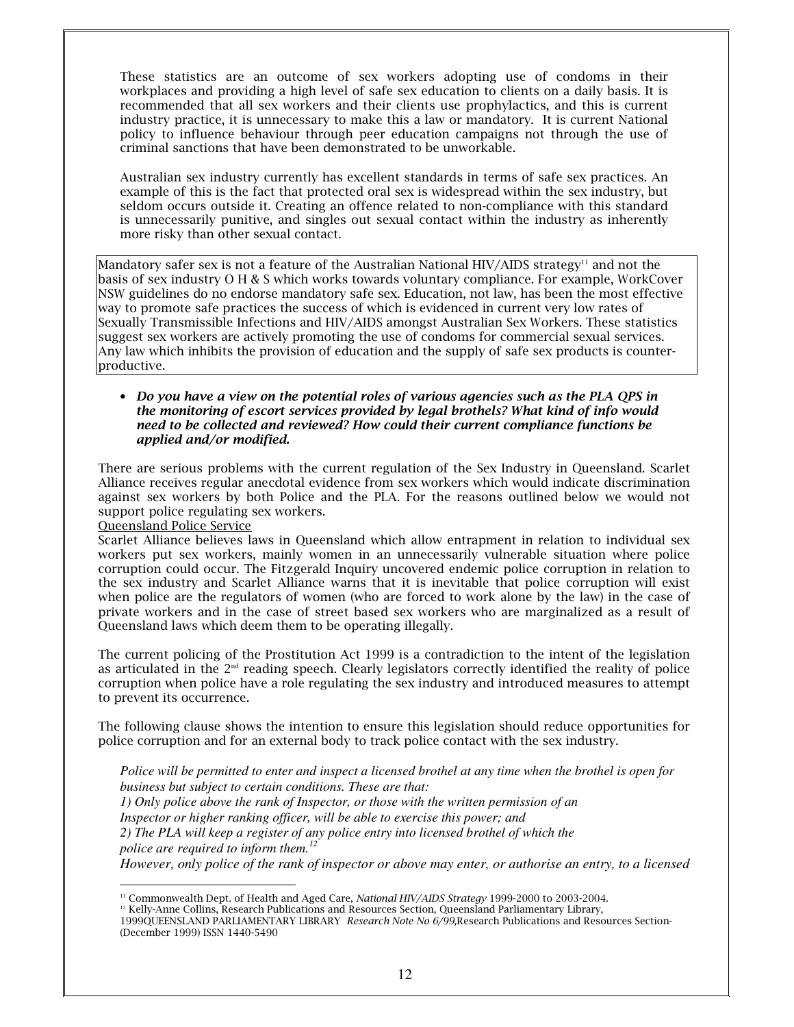These statistics are an outcome of sex workers adopting use of condoms in their workplaces and providing a high level of safe sex education to clients on a daily basis. It is recommended that all sex workers and their clients use prophylactics, and this is current industry practice, it is unnecessary to make this a law or mandatory. It is current National policy to influence behaviour through peer education campaigns not through the use of criminal sanctions that have been demonstrated to be unworkable.

Australian sex industry currently has excellent standards in terms of safe sex practices. An example of this is the fact that protected oral sex is widespread within the sex industry, but seldom occurs outside it. Creating an offence related to non-compliance with this standard is unnecessarily punitive, and singles out sexual contact within the industry as inherently more risky than other sexual contact.

Mandatory safer sex is not a feature of the Australian National HIV/AIDS strategy[11] and not the basis of sex industry O H & S which works towards voluntary compliance. For example, WorkCover NSW guidelines do no endorse mandatory safe sex. Education, not law, has been the most effective way to promote safe practices the success of which is evidenced in current very low rates of Sexually Transmissible Infections and HIV/AIDS amongst Australian Sex Workers. These statistics suggest sex workers are actively promoting the use of condoms for commercial sexual services. Any law which inhibits the provision of education and the supply of safe sex products is counter-productive.

- ***Do you have a view on the potential roles of various agencies such as the PLA QPS in the monitoring of escort services provided by legal brothels? What kind of info would need to be collected and reviewed? How could their current compliance functions be applied and/or modified.***

There are serious problems with the current regulation of the Sex Industry in Queensland. Scarlet Alliance receives regular anecdotal evidence from sex workers which would indicate discrimination against sex workers by both Police and the PLA. For the reasons outlined below we would not support police regulating sex workers.

<u>Queensland Police Service</u>

Scarlet Alliance believes laws in Queensland which allow entrapment in relation to individual sex workers put sex workers, mainly women in an unnecessarily vulnerable situation where police corruption could occur. The Fitzgerald Inquiry uncovered endemic police corruption in relation to the sex industry and Scarlet Alliance warns that it is inevitable that police corruption will exist when police are the regulators of women (who are forced to work alone by the law) in the case of private workers and in the case of street based sex workers who are marginalized as a result of Queensland laws which deem them to be operating illegally.

The current policing of the Prostitution Act 1999 is a contradiction to the intent of the legislation as articulated in the 2nd reading speech. Clearly legislators correctly identified the reality of police corruption when police have a role regulating the sex industry and introduced measures to attempt to prevent its occurrence.

The following clause shows the intention to ensure this legislation should reduce opportunities for police corruption and for an external body to track police contact with the sex industry.

*Police will be permitted to enter and inspect a licensed brothel at any time when the brothel is open for business but subject to certain conditions. These are that:*
*1) Only police above the rank of Inspector, or those with the written permission of an Inspector or higher ranking officer, will be able to exercise this power; and*
*2) The PLA will keep a register of any police entry into licensed brothel of which the police are required to inform them.*[12]
*However, only police of the rank of inspector or above may enter, or authorise an entry, to a licensed*

[11] Commonwealth Dept. of Health and Aged Care, *National HIV/AIDS Strategy* 1999-2000 to 2003-2004.
[12] Kelly-Anne Collins, Research Publications and Resources Section, Queensland Parliamentary Library, 1999QUEENSLAND PARLIAMENTARY LIBRARY *Research Note No 6/99*,Research Publications and Resources Section- (December 1999) ISSN 1440-5490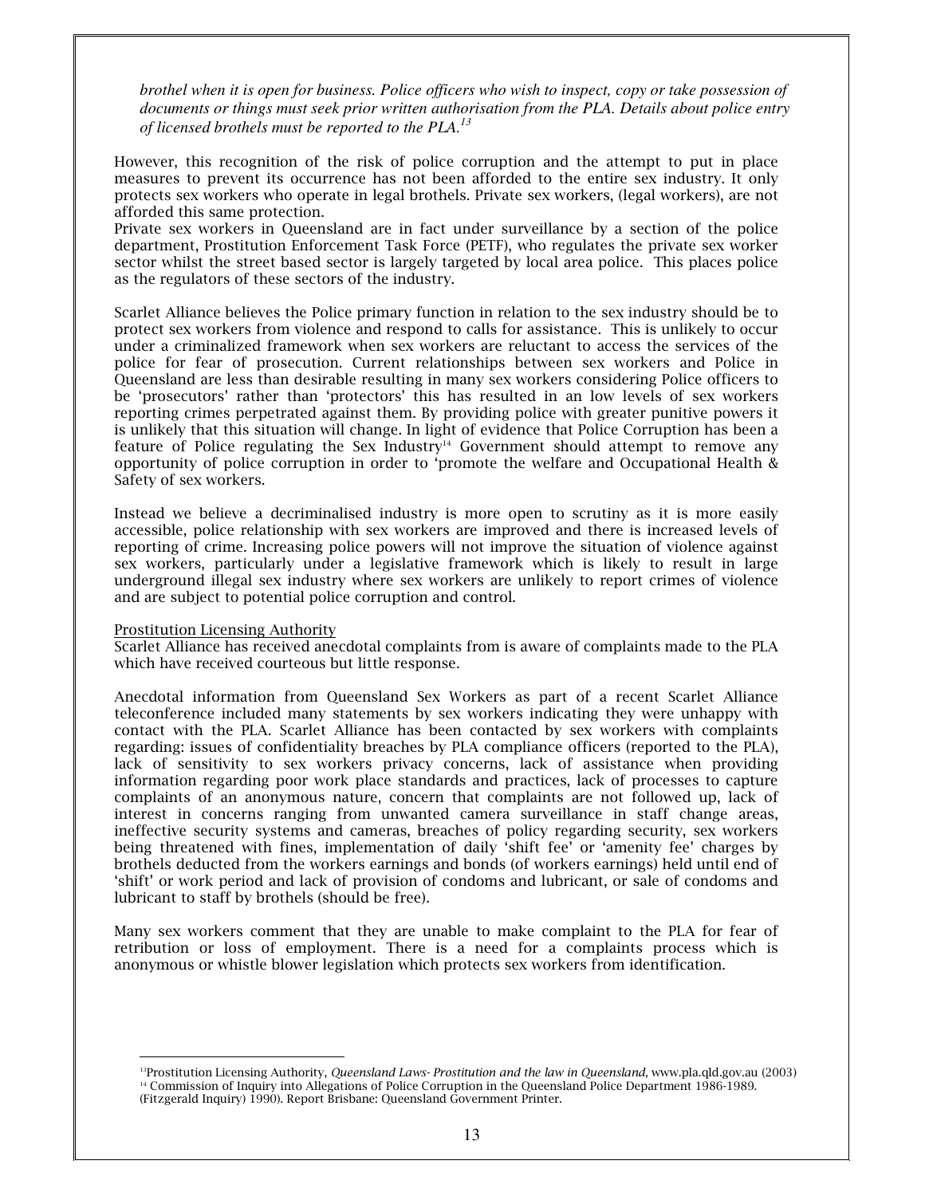*brothel when it is open for business. Police officers who wish to inspect, copy or take possession of documents or things must seek prior written authorisation from the PLA. Details about police entry of licensed brothels must be reported to the PLA.*[13]

However, this recognition of the risk of police corruption and the attempt to put in place measures to prevent its occurrence has not been afforded to the entire sex industry. It only protects sex workers who operate in legal brothels. Private sex workers, (legal workers), are not afforded this same protection.

Private sex workers in Queensland are in fact under surveillance by a section of the police department, Prostitution Enforcement Task Force (PETF), who regulates the private sex worker sector whilst the street based sector is largely targeted by local area police. This places police as the regulators of these sectors of the industry.

Scarlet Alliance believes the Police primary function in relation to the sex industry should be to protect sex workers from violence and respond to calls for assistance. This is unlikely to occur under a criminalized framework when sex workers are reluctant to access the services of the police for fear of prosecution. Current relationships between sex workers and Police in Queensland are less than desirable resulting in many sex workers considering Police officers to be 'prosecutors' rather than 'protectors' this has resulted in an low levels of sex workers reporting crimes perpetrated against them. By providing police with greater punitive powers it is unlikely that this situation will change. In light of evidence that Police Corruption has been a feature of Police regulating the Sex Industry[14] Government should attempt to remove any opportunity of police corruption in order to 'promote the welfare and Occupational Health & Safety of sex workers.

Instead we believe a decriminalised industry is more open to scrutiny as it is more easily accessible, police relationship with sex workers are improved and there is increased levels of reporting of crime. Increasing police powers will not improve the situation of violence against sex workers, particularly under a legislative framework which is likely to result in large underground illegal sex industry where sex workers are unlikely to report crimes of violence and are subject to potential police corruption and control.

<u>Prostitution Licensing Authority</u>

Scarlet Alliance has received anecdotal complaints from is aware of complaints made to the PLA which have received courteous but little response.

Anecdotal information from Queensland Sex Workers as part of a recent Scarlet Alliance teleconference included many statements by sex workers indicating they were unhappy with contact with the PLA. Scarlet Alliance has been contacted by sex workers with complaints regarding: issues of confidentiality breaches by PLA compliance officers (reported to the PLA), lack of sensitivity to sex workers privacy concerns, lack of assistance when providing information regarding poor work place standards and practices, lack of processes to capture complaints of an anonymous nature, concern that complaints are not followed up, lack of interest in concerns ranging from unwanted camera surveillance in staff change areas, ineffective security systems and cameras, breaches of policy regarding security, sex workers being threatened with fines, implementation of daily 'shift fee' or 'amenity fee' charges by brothels deducted from the workers earnings and bonds (of workers earnings) held until end of 'shift' or work period and lack of provision of condoms and lubricant, or sale of condoms and lubricant to staff by brothels (should be free).

Many sex workers comment that they are unable to make complaint to the PLA for fear of retribution or loss of employment. There is a need for a complaints process which is anonymous or whistle blower legislation which protects sex workers from identification.

---

[13] Prostitution Licensing Authority, *Queensland Laws- Prostitution and the law in Queensland,* www.pla.qld.gov.au (2003)

[14] Commission of Inquiry into Allegations of Police Corruption in the Queensland Police Department 1986-1989. (Fitzgerald Inquiry) 1990). Report Brisbane: Queensland Government Printer.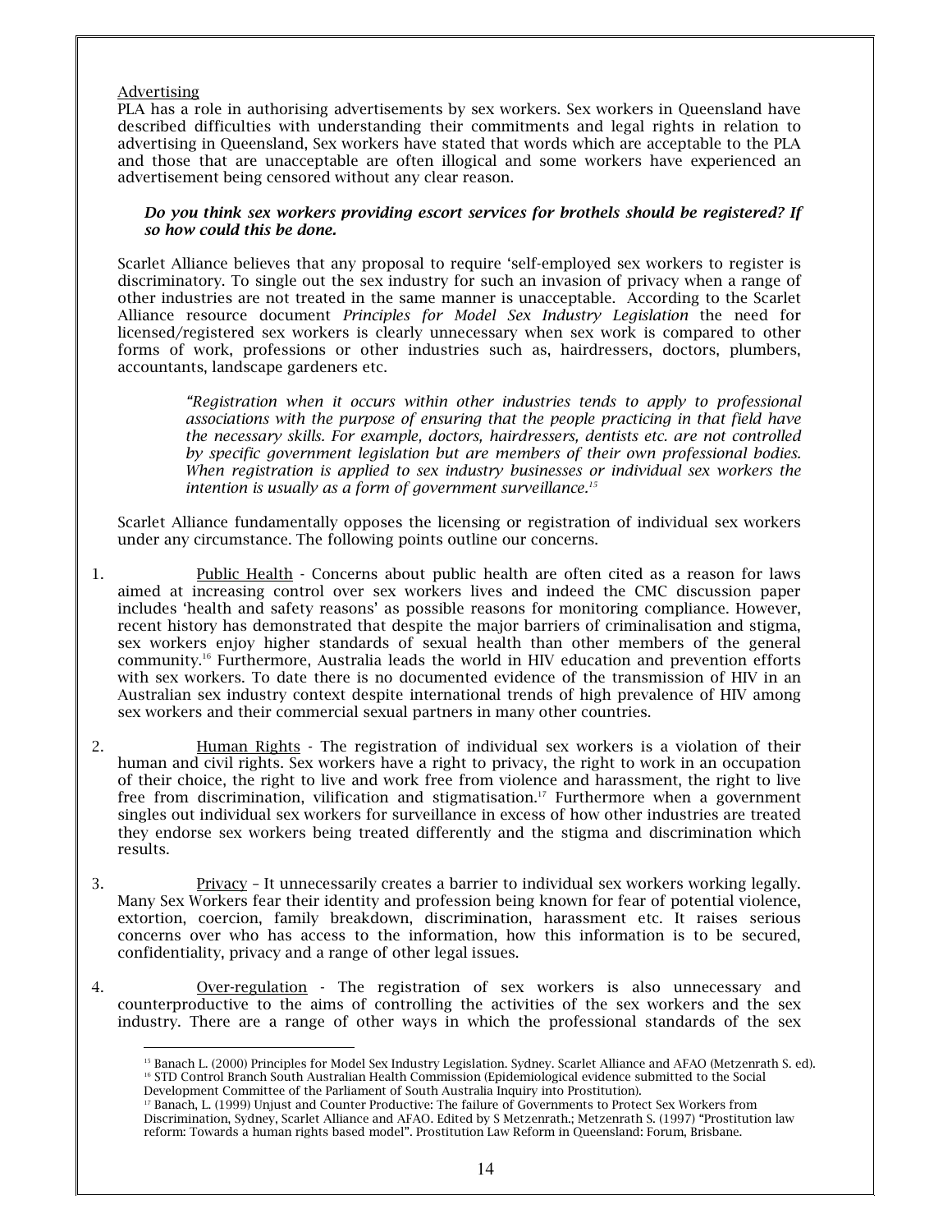Advertising

PLA has a role in authorising advertisements by sex workers. Sex workers in Queensland have described difficulties with understanding their commitments and legal rights in relation to advertising in Queensland, Sex workers have stated that words which are acceptable to the PLA and those that are unacceptable are often illogical and some workers have experienced an advertisement being censored without any clear reason.

***Do you think sex workers providing escort services for brothels should be registered? If so how could this be done.***

Scarlet Alliance believes that any proposal to require 'self-employed sex workers to register is discriminatory. To single out the sex industry for such an invasion of privacy when a range of other industries are not treated in the same manner is unacceptable. According to the Scarlet Alliance resource document *Principles for Model Sex Industry Legislation* the need for licensed/registered sex workers is clearly unnecessary when sex work is compared to other forms of work, professions or other industries such as, hairdressers, doctors, plumbers, accountants, landscape gardeners etc.

> *"Registration when it occurs within other industries tends to apply to professional associations with the purpose of ensuring that the people practicing in that field have the necessary skills. For example, doctors, hairdressers, dentists etc. are not controlled by specific government legislation but are members of their own professional bodies. When registration is applied to sex industry businesses or individual sex workers the intention is usually as a form of government surveillance.*[15]

Scarlet Alliance fundamentally opposes the licensing or registration of individual sex workers under any circumstance. The following points outline our concerns.

1. Public Health - Concerns about public health are often cited as a reason for laws aimed at increasing control over sex workers lives and indeed the CMC discussion paper includes 'health and safety reasons' as possible reasons for monitoring compliance. However, recent history has demonstrated that despite the major barriers of criminalisation and stigma, sex workers enjoy higher standards of sexual health than other members of the general community.[16] Furthermore, Australia leads the world in HIV education and prevention efforts with sex workers. To date there is no documented evidence of the transmission of HIV in an Australian sex industry context despite international trends of high prevalence of HIV among sex workers and their commercial sexual partners in many other countries.

2. Human Rights - The registration of individual sex workers is a violation of their human and civil rights. Sex workers have a right to privacy, the right to work in an occupation of their choice, the right to live and work free from violence and harassment, the right to live free from discrimination, vilification and stigmatisation.[17] Furthermore when a government singles out individual sex workers for surveillance in excess of how other industries are treated they endorse sex workers being treated differently and the stigma and discrimination which results.

3. Privacy – It unnecessarily creates a barrier to individual sex workers working legally. Many Sex Workers fear their identity and profession being known for fear of potential violence, extortion, coercion, family breakdown, discrimination, harassment etc. It raises serious concerns over who has access to the information, how this information is to be secured, confidentiality, privacy and a range of other legal issues.

4. Over-regulation - The registration of sex workers is also unnecessary and counterproductive to the aims of controlling the activities of the sex workers and the sex industry. There are a range of other ways in which the professional standards of the sex

---

[15] Banach L. (2000) Principles for Model Sex Industry Legislation. Sydney. Scarlet Alliance and AFAO (Metzenrath S. ed).

[16] STD Control Branch South Australian Health Commission (Epidemiological evidence submitted to the Social Development Committee of the Parliament of South Australia Inquiry into Prostitution).

[17] Banach, L. (1999) Unjust and Counter Productive: The failure of Governments to Protect Sex Workers from Discrimination, Sydney, Scarlet Alliance and AFAO. Edited by S Metzenrath.; Metzenrath S. (1997) "Prostitution law reform: Towards a human rights based model". Prostitution Law Reform in Queensland: Forum, Brisbane.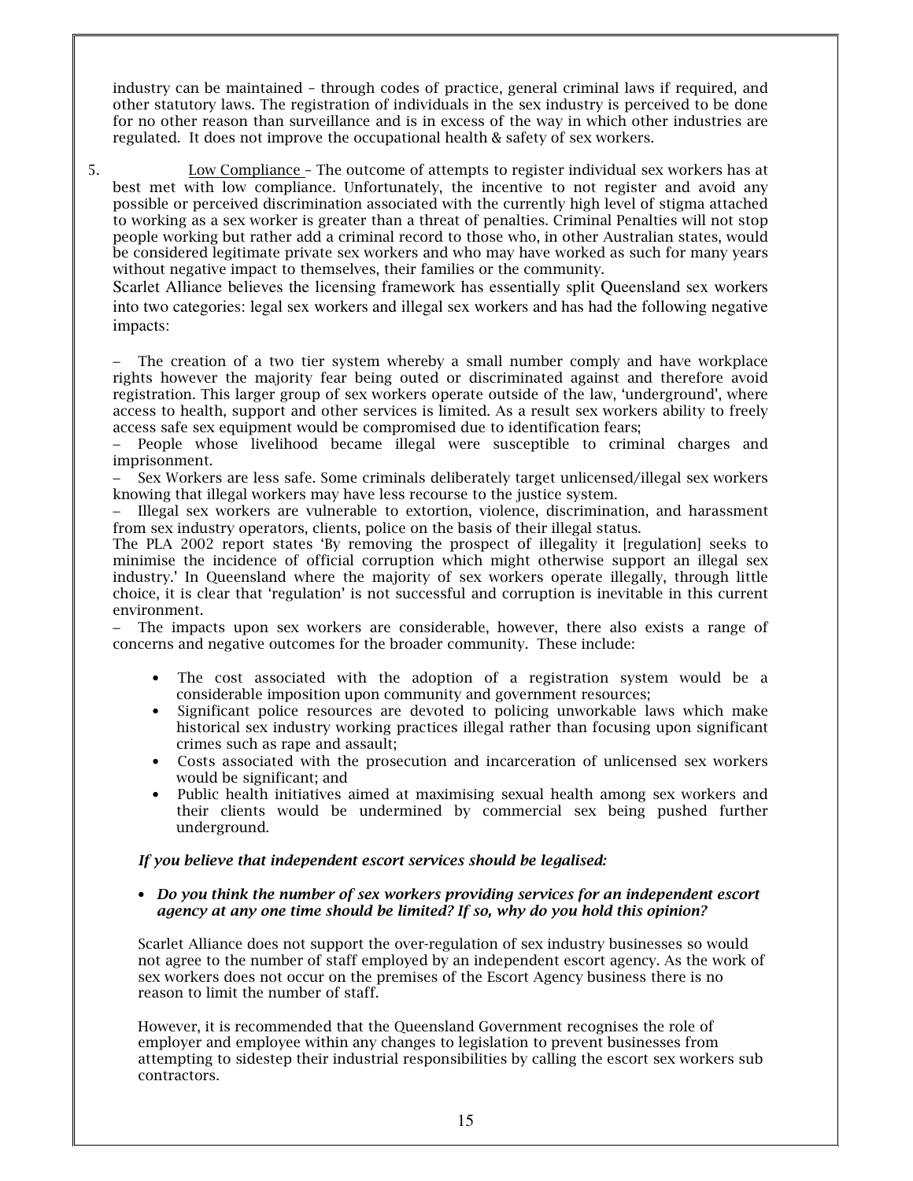industry can be maintained – through codes of practice, general criminal laws if required, and other statutory laws. The registration of individuals in the sex industry is perceived to be done for no other reason than surveillance and is in excess of the way in which other industries are regulated. It does not improve the occupational health & safety of sex workers.

5. Low Compliance – The outcome of attempts to register individual sex workers has at best met with low compliance. Unfortunately, the incentive to not register and avoid any possible or perceived discrimination associated with the currently high level of stigma attached to working as a sex worker is greater than a threat of penalties. Criminal Penalties will not stop people working but rather add a criminal record to those who, in other Australian states, would be considered legitimate private sex workers and who may have worked as such for many years without negative impact to themselves, their families or the community.

Scarlet Alliance believes the licensing framework has essentially split Queensland sex workers into two categories: legal sex workers and illegal sex workers and has had the following negative impacts:

– The creation of a two tier system whereby a small number comply and have workplace rights however the majority fear being outed or discriminated against and therefore avoid registration. This larger group of sex workers operate outside of the law, 'underground', where access to health, support and other services is limited. As a result sex workers ability to freely access safe sex equipment would be compromised due to identification fears;

– People whose livelihood became illegal were susceptible to criminal charges and imprisonment.

– Sex Workers are less safe. Some criminals deliberately target unlicensed/illegal sex workers knowing that illegal workers may have less recourse to the justice system.

– Illegal sex workers are vulnerable to extortion, violence, discrimination, and harassment from sex industry operators, clients, police on the basis of their illegal status.

The PLA 2002 report states 'By removing the prospect of illegality it [regulation] seeks to minimise the incidence of official corruption which might otherwise support an illegal sex industry.' In Queensland where the majority of sex workers operate illegally, through little choice, it is clear that 'regulation' is not successful and corruption is inevitable in this current environment.

– The impacts upon sex workers are considerable, however, there also exists a range of concerns and negative outcomes for the broader community. These include:

- The cost associated with the adoption of a registration system would be a considerable imposition upon community and government resources;
- Significant police resources are devoted to policing unworkable laws which make historical sex industry working practices illegal rather than focusing upon significant crimes such as rape and assault;
- Costs associated with the prosecution and incarceration of unlicensed sex workers would be significant; and
- Public health initiatives aimed at maximising sexual health among sex workers and their clients would be undermined by commercial sex being pushed further underground.

***If you believe that independent escort services should be legalised:***

- ***Do you think the number of sex workers providing services for an independent escort agency at any one time should be limited? If so, why do you hold this opinion?***

Scarlet Alliance does not support the over-regulation of sex industry businesses so would not agree to the number of staff employed by an independent escort agency. As the work of sex workers does not occur on the premises of the Escort Agency business there is no reason to limit the number of staff.

However, it is recommended that the Queensland Government recognises the role of employer and employee within any changes to legislation to prevent businesses from attempting to sidestep their industrial responsibilities by calling the escort sex workers sub contractors.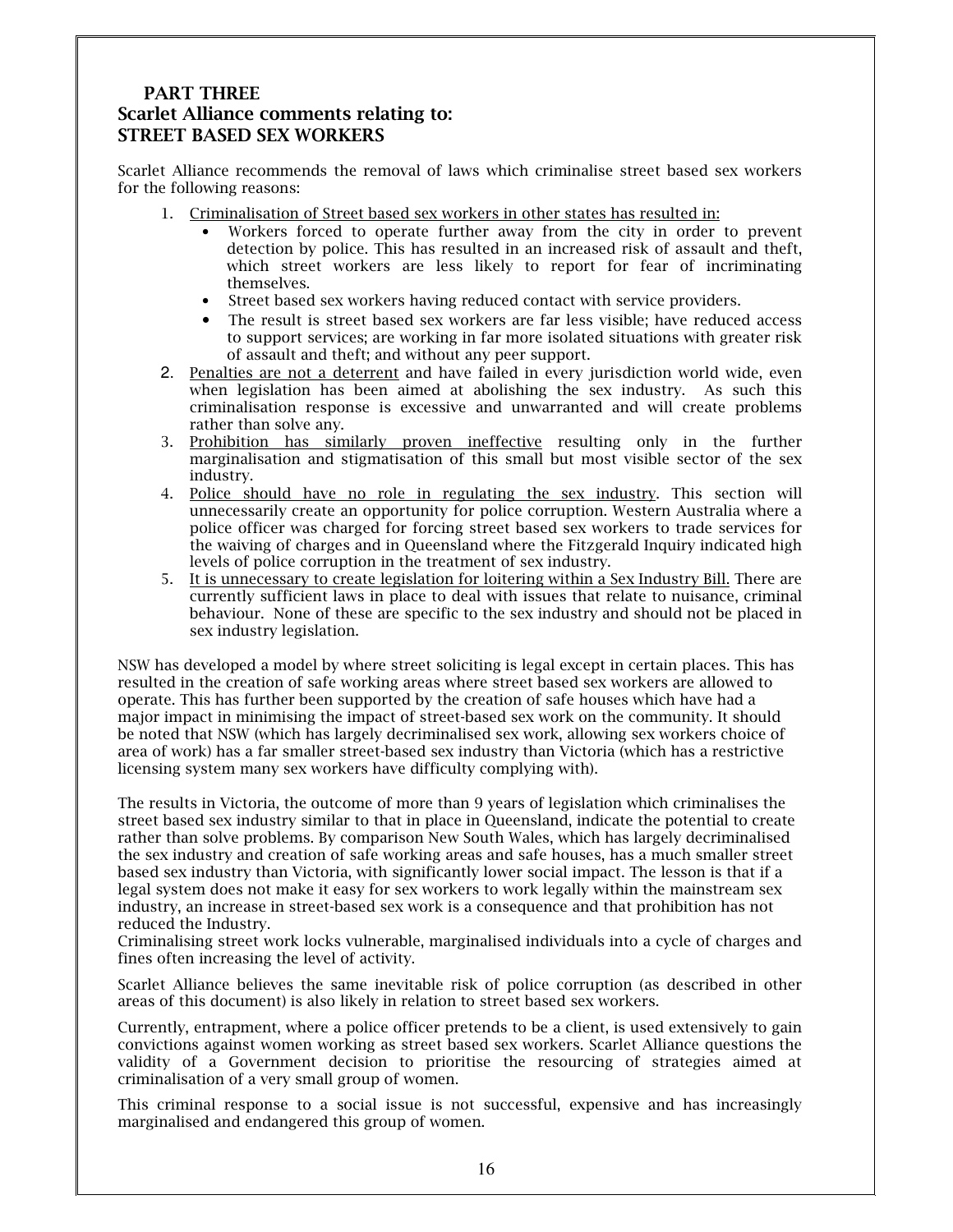## PART THREE
## Scarlet Alliance comments relating to: STREET BASED SEX WORKERS

Scarlet Alliance recommends the removal of laws which criminalise street based sex workers for the following reasons:

1. Criminalisation of Street based sex workers in other states has resulted in:
   - Workers forced to operate further away from the city in order to prevent detection by police. This has resulted in an increased risk of assault and theft, which street workers are less likely to report for fear of incriminating themselves.
   - Street based sex workers having reduced contact with service providers.
   - The result is street based sex workers are far less visible; have reduced access to support services; are working in far more isolated situations with greater risk of assault and theft; and without any peer support.
2. Penalties are not a deterrent and have failed in every jurisdiction world wide, even when legislation has been aimed at abolishing the sex industry. As such this criminalisation response is excessive and unwarranted and will create problems rather than solve any.
3. Prohibition has similarly proven ineffective resulting only in the further marginalisation and stigmatisation of this small but most visible sector of the sex industry.
4. Police should have no role in regulating the sex industry. This section will unnecessarily create an opportunity for police corruption. Western Australia where a police officer was charged for forcing street based sex workers to trade services for the waiving of charges and in Queensland where the Fitzgerald Inquiry indicated high levels of police corruption in the treatment of sex industry.
5. It is unnecessary to create legislation for loitering within a Sex Industry Bill. There are currently sufficient laws in place to deal with issues that relate to nuisance, criminal behaviour. None of these are specific to the sex industry and should not be placed in sex industry legislation.

NSW has developed a model by where street soliciting is legal except in certain places. This has resulted in the creation of safe working areas where street based sex workers are allowed to operate. This has further been supported by the creation of safe houses which have had a major impact in minimising the impact of street-based sex work on the community. It should be noted that NSW (which has largely decriminalised sex work, allowing sex workers choice of area of work) has a far smaller street-based sex industry than Victoria (which has a restrictive licensing system many sex workers have difficulty complying with).

The results in Victoria, the outcome of more than 9 years of legislation which criminalises the street based sex industry similar to that in place in Queensland, indicate the potential to create rather than solve problems. By comparison New South Wales, which has largely decriminalised the sex industry and creation of safe working areas and safe houses, has a much smaller street based sex industry than Victoria, with significantly lower social impact. The lesson is that if a legal system does not make it easy for sex workers to work legally within the mainstream sex industry, an increase in street-based sex work is a consequence and that prohibition has not reduced the Industry.

Criminalising street work locks vulnerable, marginalised individuals into a cycle of charges and fines often increasing the level of activity.

Scarlet Alliance believes the same inevitable risk of police corruption (as described in other areas of this document) is also likely in relation to street based sex workers.

Currently, entrapment, where a police officer pretends to be a client, is used extensively to gain convictions against women working as street based sex workers. Scarlet Alliance questions the validity of a Government decision to prioritise the resourcing of strategies aimed at criminalisation of a very small group of women.

This criminal response to a social issue is not successful, expensive and has increasingly marginalised and endangered this group of women.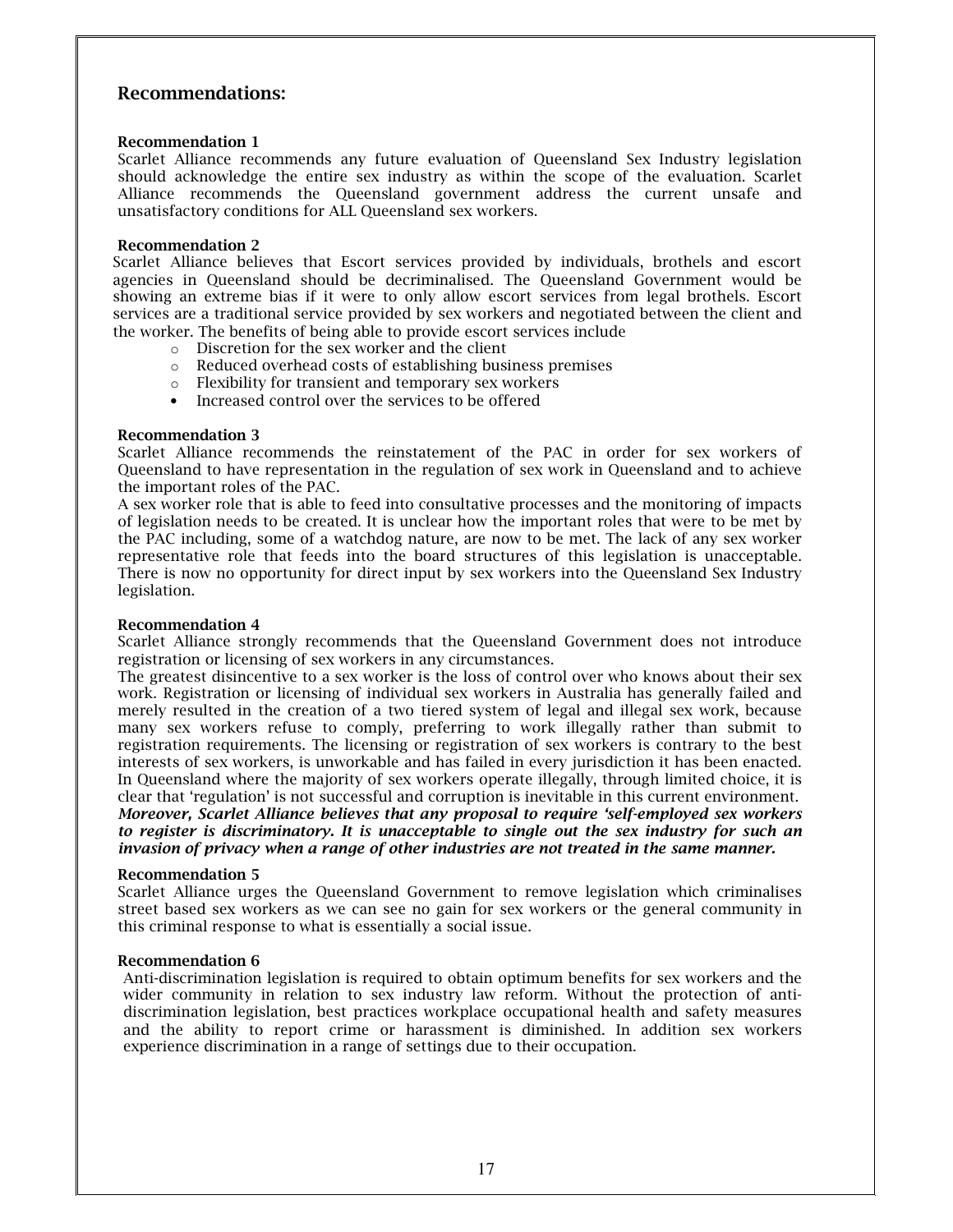## Recommendations:

**Recommendation 1**

Scarlet Alliance recommends any future evaluation of Queensland Sex Industry legislation should acknowledge the entire sex industry as within the scope of the evaluation. Scarlet Alliance recommends the Queensland government address the current unsafe and unsatisfactory conditions for ALL Queensland sex workers.

**Recommendation 2**

Scarlet Alliance believes that Escort services provided by individuals, brothels and escort agencies in Queensland should be decriminalised. The Queensland Government would be showing an extreme bias if it were to only allow escort services from legal brothels. Escort services are a traditional service provided by sex workers and negotiated between the client and the worker. The benefits of being able to provide escort services include

- Discretion for the sex worker and the client
- Reduced overhead costs of establishing business premises
- Flexibility for transient and temporary sex workers
- Increased control over the services to be offered

**Recommendation 3**

Scarlet Alliance recommends the reinstatement of the PAC in order for sex workers of Queensland to have representation in the regulation of sex work in Queensland and to achieve the important roles of the PAC.

A sex worker role that is able to feed into consultative processes and the monitoring of impacts of legislation needs to be created. It is unclear how the important roles that were to be met by the PAC including, some of a watchdog nature, are now to be met. The lack of any sex worker representative role that feeds into the board structures of this legislation is unacceptable. There is now no opportunity for direct input by sex workers into the Queensland Sex Industry legislation.

**Recommendation 4**

Scarlet Alliance strongly recommends that the Queensland Government does not introduce registration or licensing of sex workers in any circumstances.

The greatest disincentive to a sex worker is the loss of control over who knows about their sex work. Registration or licensing of individual sex workers in Australia has generally failed and merely resulted in the creation of a two tiered system of legal and illegal sex work, because many sex workers refuse to comply, preferring to work illegally rather than submit to registration requirements. The licensing or registration of sex workers is contrary to the best interests of sex workers, is unworkable and has failed in every jurisdiction it has been enacted. In Queensland where the majority of sex workers operate illegally, through limited choice, it is clear that 'regulation' is not successful and corruption is inevitable in this current environment. ***Moreover, Scarlet Alliance believes that any proposal to require 'self-employed sex workers to register is discriminatory. It is unacceptable to single out the sex industry for such an invasion of privacy when a range of other industries are not treated in the same manner.***

**Recommendation 5**

Scarlet Alliance urges the Queensland Government to remove legislation which criminalises street based sex workers as we can see no gain for sex workers or the general community in this criminal response to what is essentially a social issue.

**Recommendation 6**

Anti-discrimination legislation is required to obtain optimum benefits for sex workers and the wider community in relation to sex industry law reform. Without the protection of anti-discrimination legislation, best practices workplace occupational health and safety measures and the ability to report crime or harassment is diminished. In addition sex workers experience discrimination in a range of settings due to their occupation.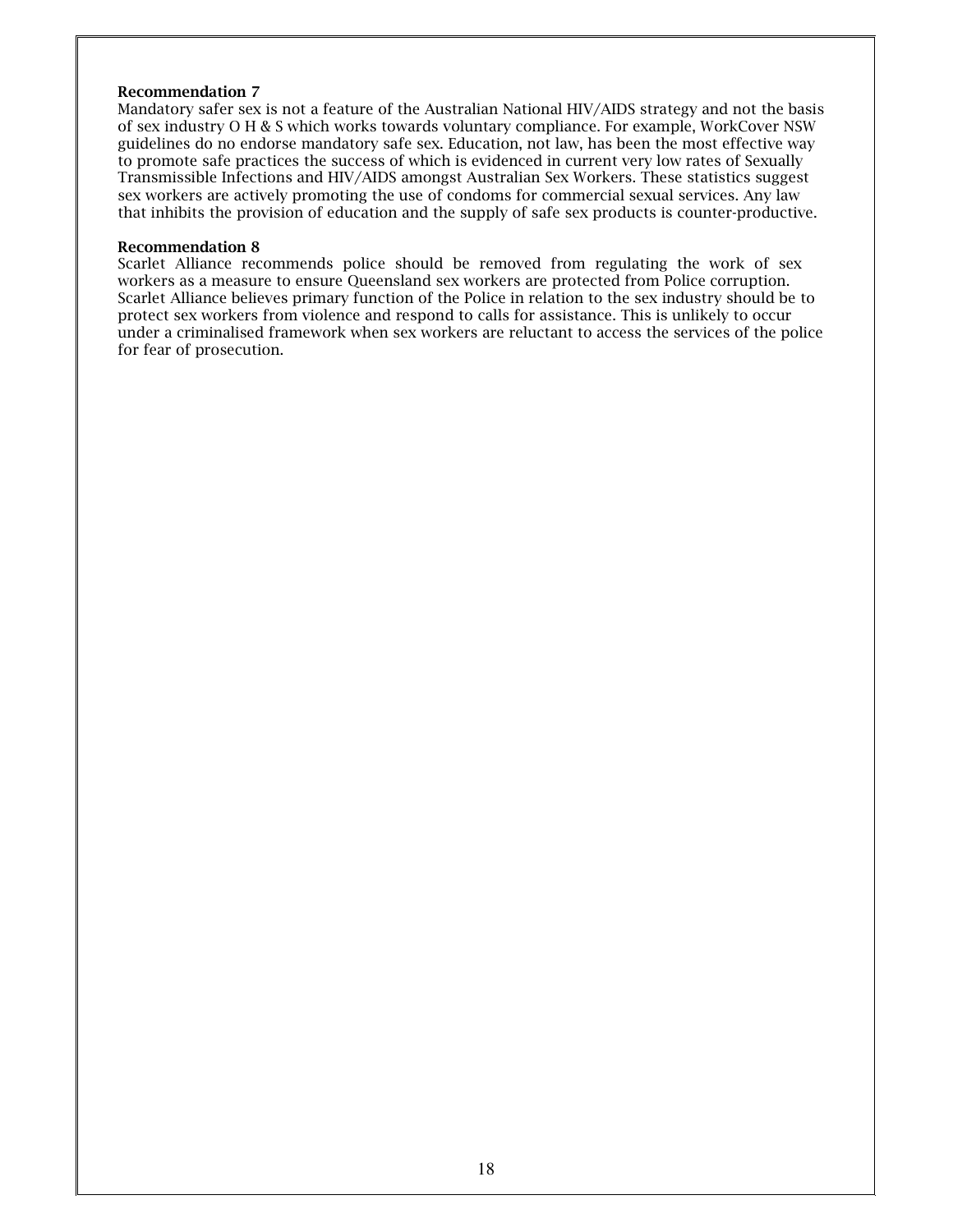**Recommendation 7**

Mandatory safer sex is not a feature of the Australian National HIV/AIDS strategy and not the basis of sex industry O H & S which works towards voluntary compliance. For example, WorkCover NSW guidelines do no endorse mandatory safe sex. Education, not law, has been the most effective way to promote safe practices the success of which is evidenced in current very low rates of Sexually Transmissible Infections and HIV/AIDS amongst Australian Sex Workers. These statistics suggest sex workers are actively promoting the use of condoms for commercial sexual services. Any law that inhibits the provision of education and the supply of safe sex products is counter-productive.

**Recommendation 8**

Scarlet Alliance recommends police should be removed from regulating the work of sex workers as a measure to ensure Queensland sex workers are protected from Police corruption. Scarlet Alliance believes primary function of the Police in relation to the sex industry should be to protect sex workers from violence and respond to calls for assistance. This is unlikely to occur under a criminalised framework when sex workers are reluctant to access the services of the police for fear of prosecution.